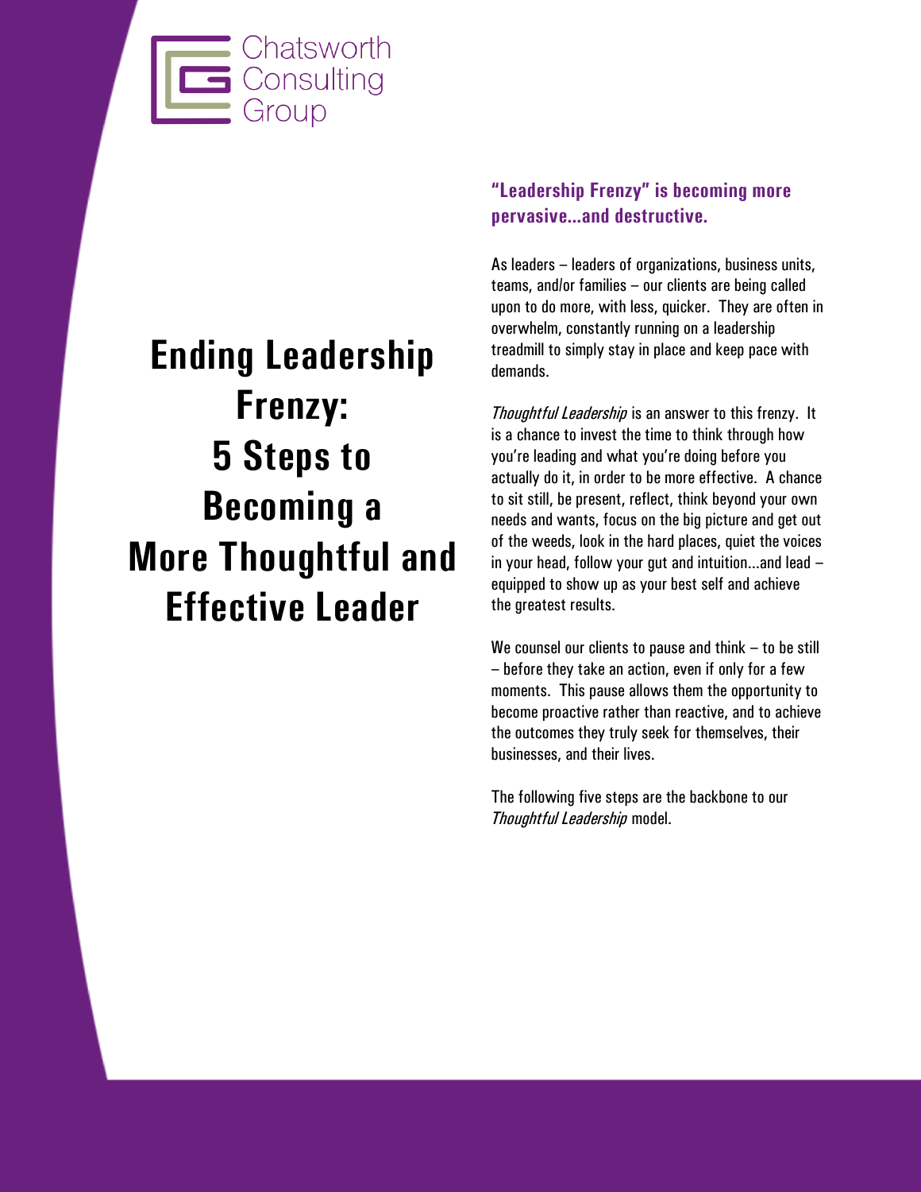Chatsworth Consulting Group

# Ending Leadership Frenzy: 5 Steps to Becoming a More Thoughtful and Effective Leader

### "Leadership Frenzy" is becoming more pervasive...and destructive.

As leaders – leaders of organizations, business units, teams, and/or families – our clients are being called upon to do more, with less, quicker. They are often in overwhelm, constantly running on a leadership treadmill to simply stay in place and keep pace with demands.

*Thoughtful Leadership* is an answer to this frenzy. It is a chance to invest the time to think through how you're leading and what you're doing before you actually do it, in order to be more effective. A chance to sit still, be present, reflect, think beyond your own needs and wants, focus on the big picture and get out of the weeds, look in the hard places, quiet the voices in your head, follow your gut and intuition...and lead – equipped to show up as your best self and achieve the greatest results.

We counsel our clients to pause and think – to be still – before they take an action, even if only for a few moments. This pause allows them the opportunity to become proactive rather than reactive, and to achieve the outcomes they truly seek for themselves, their businesses, and their lives.

The following five steps are the backbone to our *Thoughtful Leadership* model.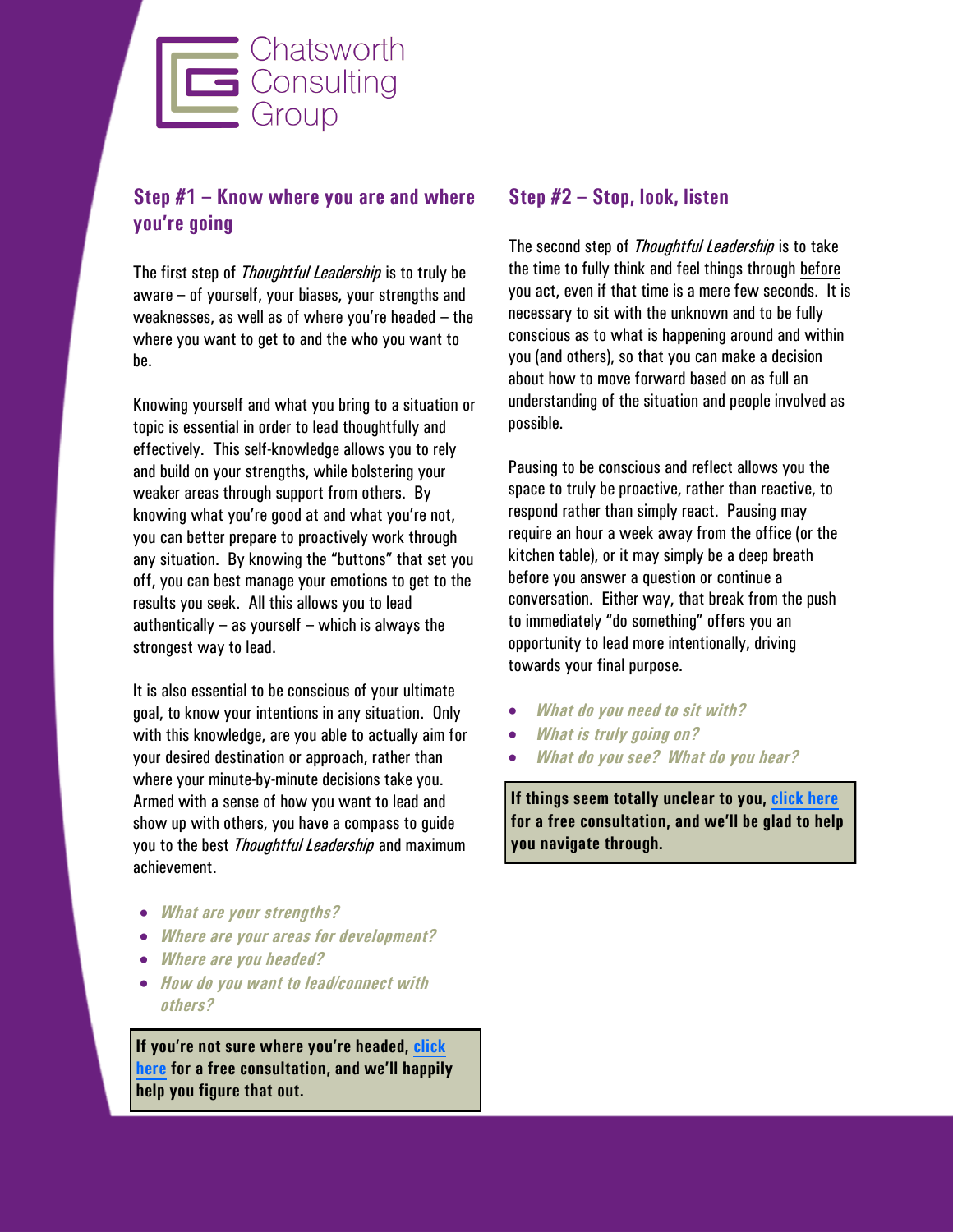Chatsworth Consulting Group

## Step #1 – Know where you are and where you're going

The first step of *Thoughtful Leadership* is to truly be aware – of yourself, your biases, your strengths and weaknesses, as well as of where you're headed – the where you want to get to and the who you want to be.

Knowing yourself and what you bring to a situation or topic is essential in order to lead thoughtfully and effectively. This self-knowledge allows you to rely and build on your strengths, while bolstering your weaker areas through support from others. By knowing what you're good at and what you're not, you can better prepare to proactively work through any situation. By knowing the "buttons" that set you off, you can best manage your emotions to get to the results you seek. All this allows you to lead authentically – as yourself – which is always the strongest way to lead.

It is also essential to be conscious of your ultimate goal, to know your intentions in any situation. Only with this knowledge, are you able to actually aim for your desired destination or approach, rather than where your minute-by-minute decisions take you. Armed with a sense of how you want to lead and show up with others, you have a compass to guide you to the best *Thoughtful Leadership* and maximum achievement.

- ***What are your strengths?***
- ***Where are your areas for development?***
- ***Where are you headed?***
- ***How do you want to lead/connect with others?***

**If you're not sure where you're headed, click here for a free consultation, and we'll happily help you figure that out.**

## Step #2 – Stop, look, listen

The second step of *Thoughtful Leadership* is to take the time to fully think and feel things through before you act, even if that time is a mere few seconds. It is necessary to sit with the unknown and to be fully conscious as to what is happening around and within you (and others), so that you can make a decision about how to move forward based on as full an understanding of the situation and people involved as possible.

Pausing to be conscious and reflect allows you the space to truly be proactive, rather than reactive, to respond rather than simply react. Pausing may require an hour a week away from the office (or the kitchen table), or it may simply be a deep breath before you answer a question or continue a conversation. Either way, that break from the push to immediately "do something" offers you an opportunity to lead more intentionally, driving towards your final purpose.

- ***What do you need to sit with?***
- ***What is truly going on?***
- ***What do you see? What do you hear?***

**If things seem totally unclear to you, click here for a free consultation, and we'll be glad to help you navigate through.**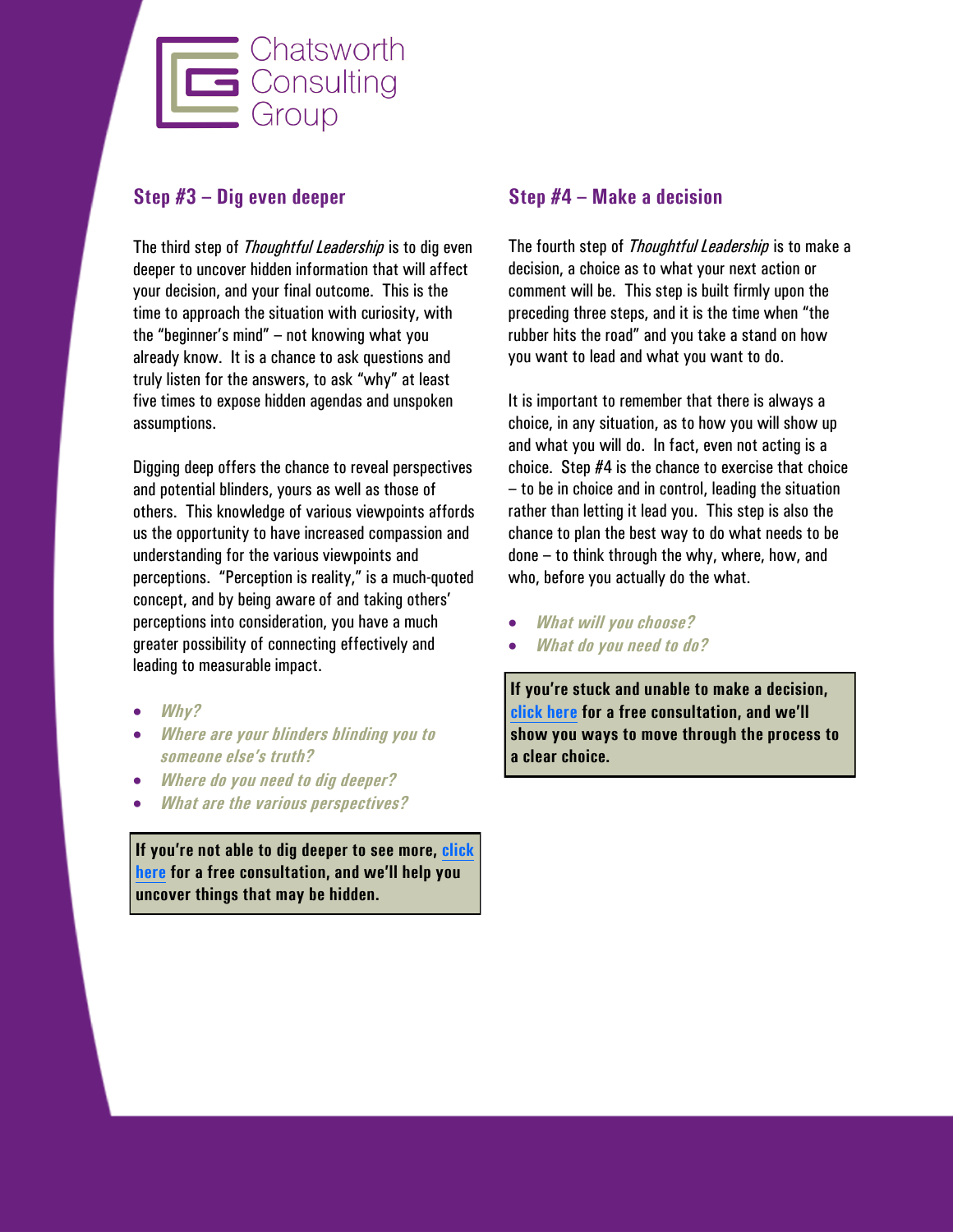## Step #3 – Dig even deeper

The third step of *Thoughtful Leadership* is to dig even deeper to uncover hidden information that will affect your decision, and your final outcome. This is the time to approach the situation with curiosity, with the "beginner's mind" – not knowing what you already know. It is a chance to ask questions and truly listen for the answers, to ask "why" at least five times to expose hidden agendas and unspoken assumptions.

Digging deep offers the chance to reveal perspectives and potential blinders, yours as well as those of others. This knowledge of various viewpoints affords us the opportunity to have increased compassion and understanding for the various viewpoints and perceptions. "Perception is reality," is a much-quoted concept, and by being aware of and taking others' perceptions into consideration, you have a much greater possibility of connecting effectively and leading to measurable impact.

- ***Why?***
- ***Where are your blinders blinding you to someone else's truth?***
- ***Where do you need to dig deeper?***
- ***What are the various perspectives?***

**If you're not able to dig deeper to see more, click here for a free consultation, and we'll help you uncover things that may be hidden.**

## Step #4 – Make a decision

The fourth step of *Thoughtful Leadership* is to make a decision, a choice as to what your next action or comment will be. This step is built firmly upon the preceding three steps, and it is the time when "the rubber hits the road" and you take a stand on how you want to lead and what you want to do.

It is important to remember that there is always a choice, in any situation, as to how you will show up and what you will do. In fact, even not acting is a choice. Step #4 is the chance to exercise that choice – to be in choice and in control, leading the situation rather than letting it lead you. This step is also the chance to plan the best way to do what needs to be done – to think through the why, where, how, and who, before you actually do the what.

- ***What will you choose?***
- ***What do you need to do?***

**If you're stuck and unable to make a decision, click here for a free consultation, and we'll show you ways to move through the process to a clear choice.**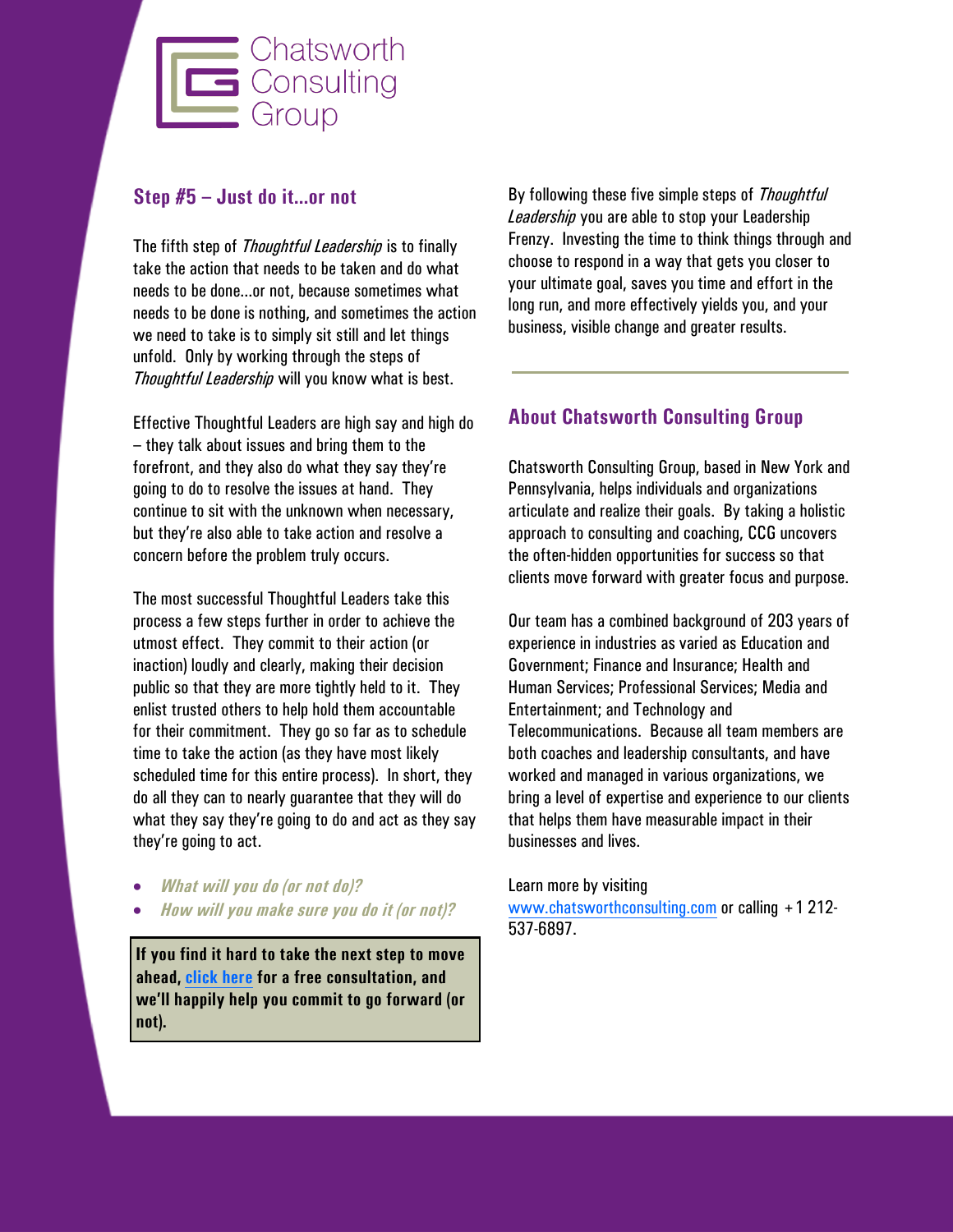Chatsworth Consulting Group

## Step #5 – Just do it…or not

The fifth step of *Thoughtful Leadership* is to finally take the action that needs to be taken and do what needs to be done…or not, because sometimes what needs to be done is nothing, and sometimes the action we need to take is to simply sit still and let things unfold. Only by working through the steps of *Thoughtful Leadership* will you know what is best.

Effective Thoughtful Leaders are high say and high do – they talk about issues and bring them to the forefront, and they also do what they say they're going to do to resolve the issues at hand. They continue to sit with the unknown when necessary, but they're also able to take action and resolve a concern before the problem truly occurs.

The most successful Thoughtful Leaders take this process a few steps further in order to achieve the utmost effect. They commit to their action (or inaction) loudly and clearly, making their decision public so that they are more tightly held to it. They enlist trusted others to help hold them accountable for their commitment. They go so far as to schedule time to take the action (as they have most likely scheduled time for this entire process). In short, they do all they can to nearly guarantee that they will do what they say they're going to do and act as they say they're going to act.

- ***What will you do (or not do)?***
- ***How will you make sure you do it (or not)?***

**If you find it hard to take the next step to move ahead, click here for a free consultation, and we'll happily help you commit to go forward (or not).**

By following these five simple steps of *Thoughtful Leadership* you are able to stop your Leadership Frenzy. Investing the time to think things through and choose to respond in a way that gets you closer to your ultimate goal, saves you time and effort in the long run, and more effectively yields you, and your business, visible change and greater results.

## About Chatsworth Consulting Group

Chatsworth Consulting Group, based in New York and Pennsylvania, helps individuals and organizations articulate and realize their goals. By taking a holistic approach to consulting and coaching, CCG uncovers the often-hidden opportunities for success so that clients move forward with greater focus and purpose.

Our team has a combined background of 203 years of experience in industries as varied as Education and Government; Finance and Insurance; Health and Human Services; Professional Services; Media and Entertainment; and Technology and Telecommunications. Because all team members are both coaches and leadership consultants, and have worked and managed in various organizations, we bring a level of expertise and experience to our clients that helps them have measurable impact in their businesses and lives.

Learn more by visiting www.chatsworthconsulting.com or calling +1 212-537-6897.